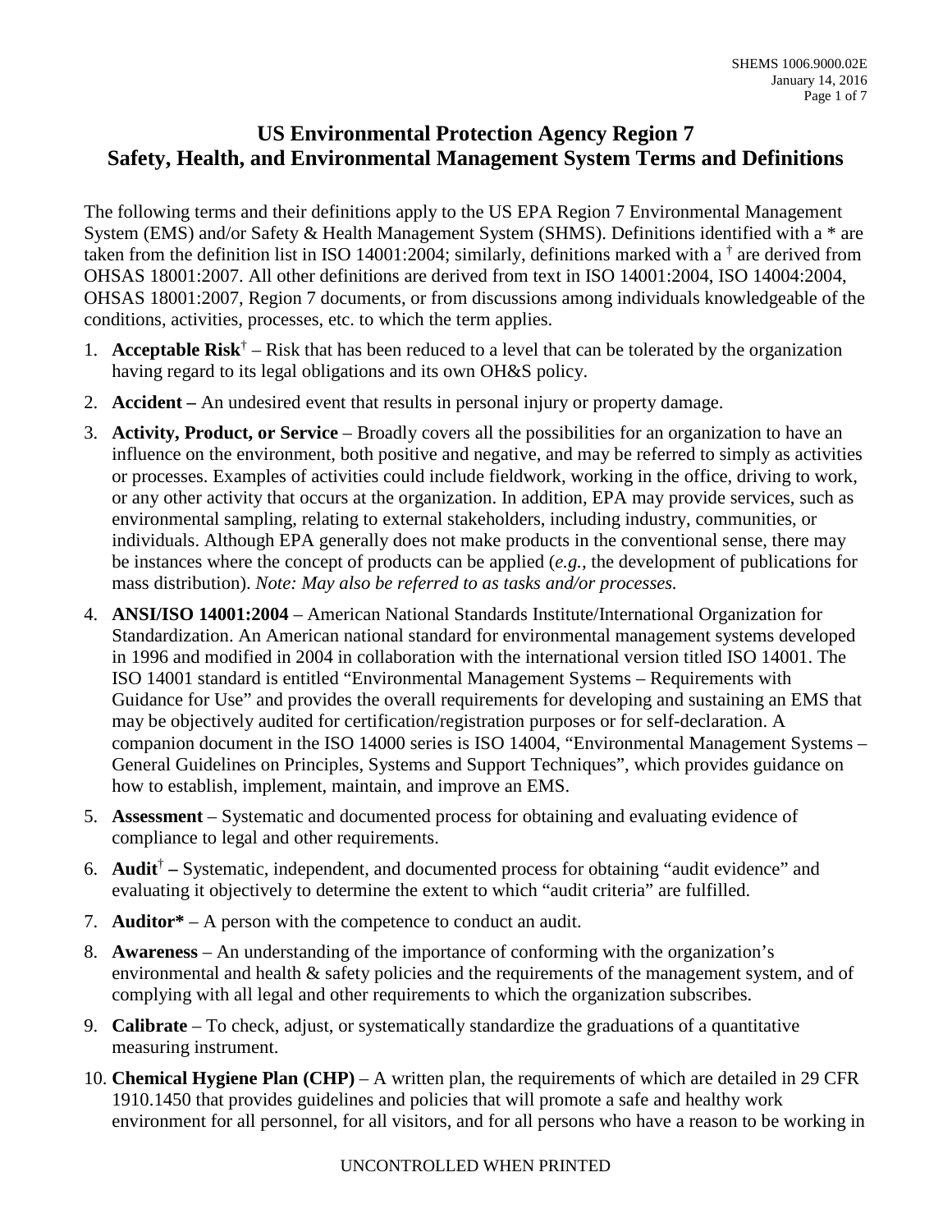# US Environmental Protection Agency Region 7
# Safety, Health, and Environmental Management System Terms and Definitions

The following terms and their definitions apply to the US EPA Region 7 Environmental Management System (EMS) and/or Safety & Health Management System (SHMS). Definitions identified with a * are taken from the definition list in ISO 14001:2004; similarly, definitions marked with a † are derived from OHSAS 18001:2007. All other definitions are derived from text in ISO 14001:2004, ISO 14004:2004, OHSAS 18001:2007, Region 7 documents, or from discussions among individuals knowledgeable of the conditions, activities, processes, etc. to which the term applies.

1. **Acceptable Risk**† – Risk that has been reduced to a level that can be tolerated by the organization having regard to its legal obligations and its own OH&S policy.
2. **Accident –** An undesired event that results in personal injury or property damage.
3. **Activity, Product, or Service** – Broadly covers all the possibilities for an organization to have an influence on the environment, both positive and negative, and may be referred to simply as activities or processes. Examples of activities could include fieldwork, working in the office, driving to work, or any other activity that occurs at the organization. In addition, EPA may provide services, such as environmental sampling, relating to external stakeholders, including industry, communities, or individuals. Although EPA generally does not make products in the conventional sense, there may be instances where the concept of products can be applied (*e.g.,* the development of publications for mass distribution). *Note: May also be referred to as tasks and/or processes.*
4. **ANSI/ISO 14001:2004** – American National Standards Institute/International Organization for Standardization. An American national standard for environmental management systems developed in 1996 and modified in 2004 in collaboration with the international version titled ISO 14001. The ISO 14001 standard is entitled "Environmental Management Systems – Requirements with Guidance for Use" and provides the overall requirements for developing and sustaining an EMS that may be objectively audited for certification/registration purposes or for self-declaration. A companion document in the ISO 14000 series is ISO 14004, "Environmental Management Systems – General Guidelines on Principles, Systems and Support Techniques", which provides guidance on how to establish, implement, maintain, and improve an EMS.
5. **Assessment** – Systematic and documented process for obtaining and evaluating evidence of compliance to legal and other requirements.
6. **Audit**† **–** Systematic, independent, and documented process for obtaining "audit evidence" and evaluating it objectively to determine the extent to which "audit criteria" are fulfilled.
7. **Auditor*** – A person with the competence to conduct an audit.
8. **Awareness** – An understanding of the importance of conforming with the organization's environmental and health & safety policies and the requirements of the management system, and of complying with all legal and other requirements to which the organization subscribes.
9. **Calibrate** – To check, adjust, or systematically standardize the graduations of a quantitative measuring instrument.
10. **Chemical Hygiene Plan (CHP)** – A written plan, the requirements of which are detailed in 29 CFR 1910.1450 that provides guidelines and policies that will promote a safe and healthy work environment for all personnel, for all visitors, and for all persons who have a reason to be working in

UNCONTROLLED WHEN PRINTED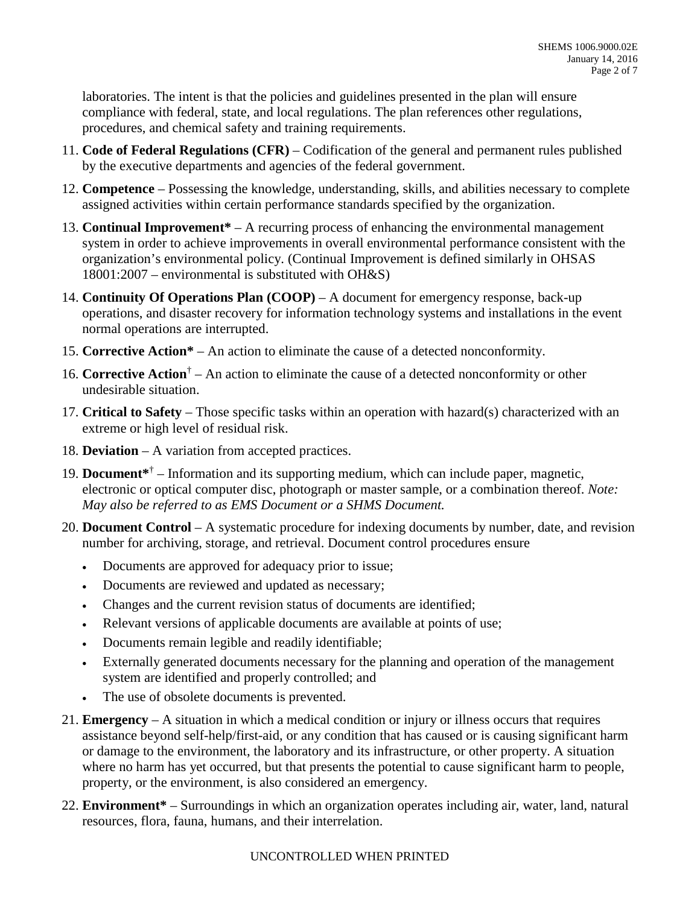laboratories. The intent is that the policies and guidelines presented in the plan will ensure compliance with federal, state, and local regulations. The plan references other regulations, procedures, and chemical safety and training requirements.

11. **Code of Federal Regulations (CFR)** – Codification of the general and permanent rules published by the executive departments and agencies of the federal government.
12. **Competence** – Possessing the knowledge, understanding, skills, and abilities necessary to complete assigned activities within certain performance standards specified by the organization.
13. **Continual Improvement*** – A recurring process of enhancing the environmental management system in order to achieve improvements in overall environmental performance consistent with the organization's environmental policy. (Continual Improvement is defined similarly in OHSAS 18001:2007 – environmental is substituted with OH&S)
14. **Continuity Of Operations Plan (COOP)** – A document for emergency response, back-up operations, and disaster recovery for information technology systems and installations in the event normal operations are interrupted.
15. **Corrective Action*** – An action to eliminate the cause of a detected nonconformity.
16. **Corrective Action**† – An action to eliminate the cause of a detected nonconformity or other undesirable situation.
17. **Critical to Safety** – Those specific tasks within an operation with hazard(s) characterized with an extreme or high level of residual risk.
18. **Deviation** – A variation from accepted practices.
19. **Document***† – Information and its supporting medium, which can include paper, magnetic, electronic or optical computer disc, photograph or master sample, or a combination thereof. *Note: May also be referred to as EMS Document or a SHMS Document.*
20. **Document Control** – A systematic procedure for indexing documents by number, date, and revision number for archiving, storage, and retrieval. Document control procedures ensure
    - Documents are approved for adequacy prior to issue;
    - Documents are reviewed and updated as necessary;
    - Changes and the current revision status of documents are identified;
    - Relevant versions of applicable documents are available at points of use;
    - Documents remain legible and readily identifiable;
    - Externally generated documents necessary for the planning and operation of the management system are identified and properly controlled; and
    - The use of obsolete documents is prevented.
21. **Emergency** – A situation in which a medical condition or injury or illness occurs that requires assistance beyond self-help/first-aid, or any condition that has caused or is causing significant harm or damage to the environment, the laboratory and its infrastructure, or other property. A situation where no harm has yet occurred, but that presents the potential to cause significant harm to people, property, or the environment, is also considered an emergency.
22. **Environment*** – Surroundings in which an organization operates including air, water, land, natural resources, flora, fauna, humans, and their interrelation.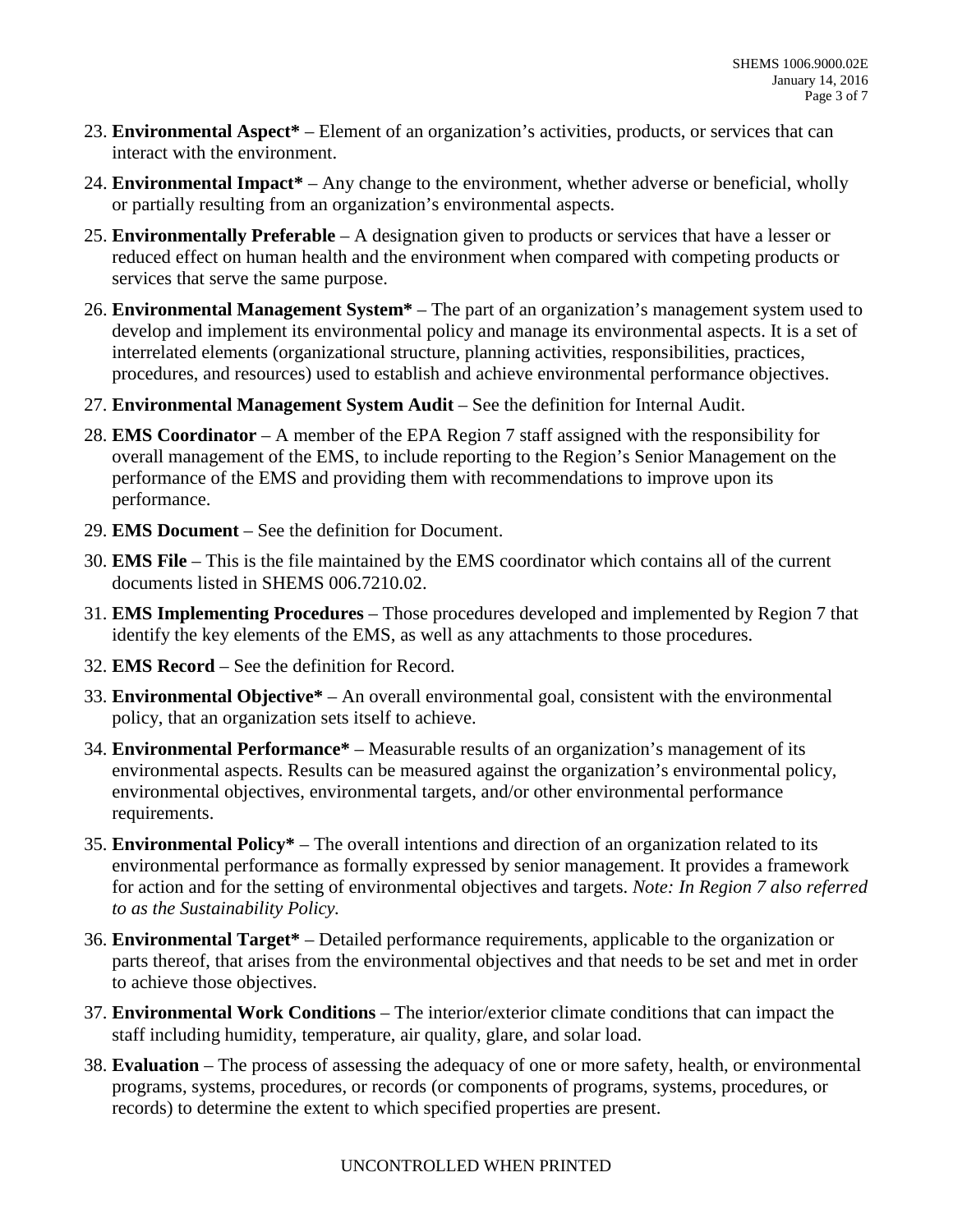23. **Environmental Aspect*** – Element of an organization's activities, products, or services that can interact with the environment.
24. **Environmental Impact*** – Any change to the environment, whether adverse or beneficial, wholly or partially resulting from an organization's environmental aspects.
25. **Environmentally Preferable** – A designation given to products or services that have a lesser or reduced effect on human health and the environment when compared with competing products or services that serve the same purpose.
26. **Environmental Management System*** – The part of an organization's management system used to develop and implement its environmental policy and manage its environmental aspects. It is a set of interrelated elements (organizational structure, planning activities, responsibilities, practices, procedures, and resources) used to establish and achieve environmental performance objectives.
27. **Environmental Management System Audit** – See the definition for Internal Audit.
28. **EMS Coordinator** – A member of the EPA Region 7 staff assigned with the responsibility for overall management of the EMS, to include reporting to the Region's Senior Management on the performance of the EMS and providing them with recommendations to improve upon its performance.
29. **EMS Document** – See the definition for Document.
30. **EMS File** – This is the file maintained by the EMS coordinator which contains all of the current documents listed in SHEMS 006.7210.02.
31. **EMS Implementing Procedures** – Those procedures developed and implemented by Region 7 that identify the key elements of the EMS, as well as any attachments to those procedures.
32. **EMS Record** – See the definition for Record.
33. **Environmental Objective*** – An overall environmental goal, consistent with the environmental policy, that an organization sets itself to achieve.
34. **Environmental Performance*** – Measurable results of an organization's management of its environmental aspects. Results can be measured against the organization's environmental policy, environmental objectives, environmental targets, and/or other environmental performance requirements.
35. **Environmental Policy*** – The overall intentions and direction of an organization related to its environmental performance as formally expressed by senior management. It provides a framework for action and for the setting of environmental objectives and targets. *Note: In Region 7 also referred to as the Sustainability Policy.*
36. **Environmental Target*** – Detailed performance requirements, applicable to the organization or parts thereof, that arises from the environmental objectives and that needs to be set and met in order to achieve those objectives.
37. **Environmental Work Conditions** – The interior/exterior climate conditions that can impact the staff including humidity, temperature, air quality, glare, and solar load.
38. **Evaluation** – The process of assessing the adequacy of one or more safety, health, or environmental programs, systems, procedures, or records (or components of programs, systems, procedures, or records) to determine the extent to which specified properties are present.

UNCONTROLLED WHEN PRINTED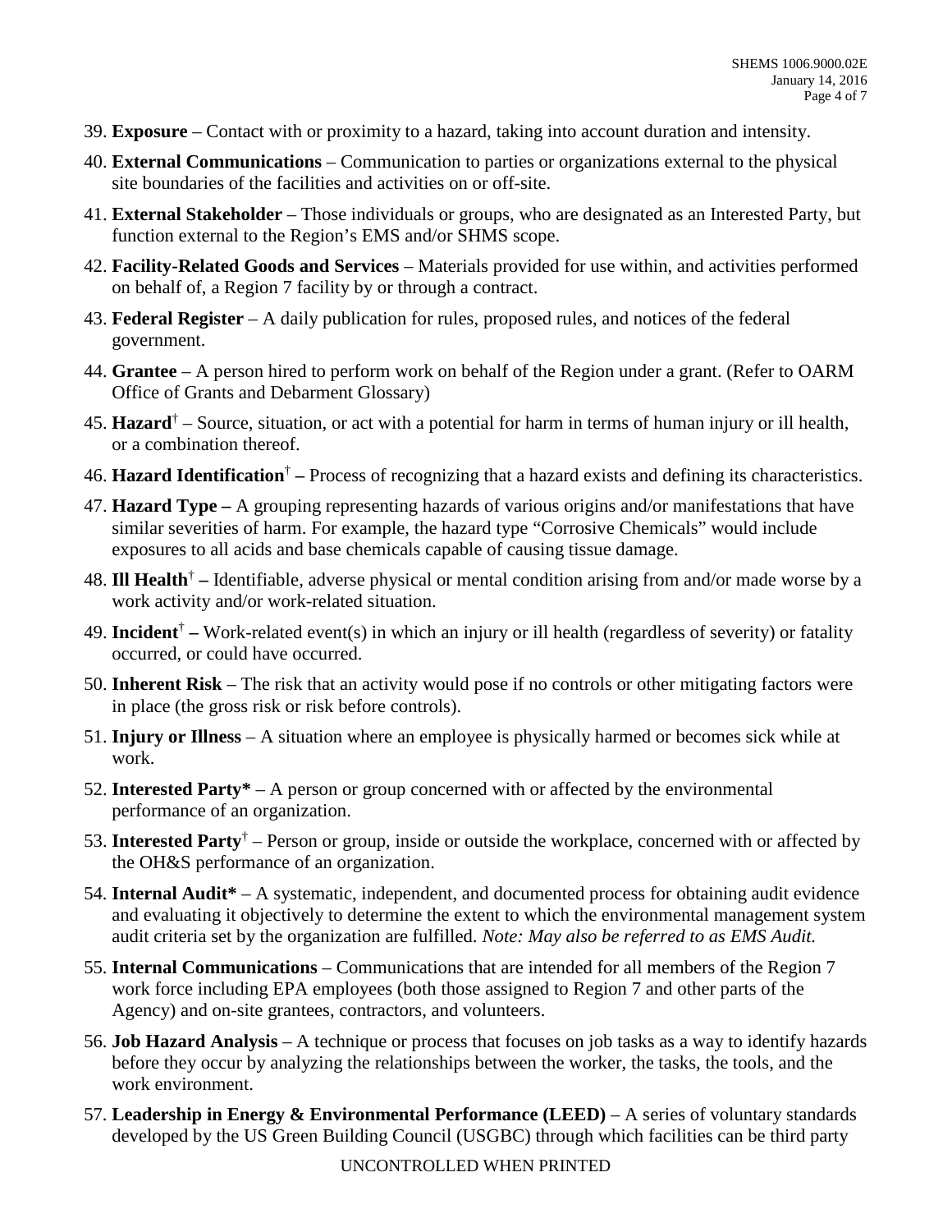39. **Exposure** – Contact with or proximity to a hazard, taking into account duration and intensity.

40. **External Communications** – Communication to parties or organizations external to the physical site boundaries of the facilities and activities on or off-site.

41. **External Stakeholder** – Those individuals or groups, who are designated as an Interested Party, but function external to the Region's EMS and/or SHMS scope.

42. **Facility-Related Goods and Services** – Materials provided for use within, and activities performed on behalf of, a Region 7 facility by or through a contract.

43. **Federal Register** – A daily publication for rules, proposed rules, and notices of the federal government.

44. **Grantee** – A person hired to perform work on behalf of the Region under a grant. (Refer to OARM Office of Grants and Debarment Glossary)

45. **Hazard**† – Source, situation, or act with a potential for harm in terms of human injury or ill health, or a combination thereof.

46. **Hazard Identification**† **–** Process of recognizing that a hazard exists and defining its characteristics.

47. **Hazard Type –** A grouping representing hazards of various origins and/or manifestations that have similar severities of harm. For example, the hazard type "Corrosive Chemicals" would include exposures to all acids and base chemicals capable of causing tissue damage.

48. **Ill Health**† **–** Identifiable, adverse physical or mental condition arising from and/or made worse by a work activity and/or work-related situation.

49. **Incident**† **–** Work-related event(s) in which an injury or ill health (regardless of severity) or fatality occurred, or could have occurred.

50. **Inherent Risk** – The risk that an activity would pose if no controls or other mitigating factors were in place (the gross risk or risk before controls).

51. **Injury or Illness** – A situation where an employee is physically harmed or becomes sick while at work.

52. **Interested Party*** – A person or group concerned with or affected by the environmental performance of an organization.

53. **Interested Party**† – Person or group, inside or outside the workplace, concerned with or affected by the OH&S performance of an organization.

54. **Internal Audit*** – A systematic, independent, and documented process for obtaining audit evidence and evaluating it objectively to determine the extent to which the environmental management system audit criteria set by the organization are fulfilled. *Note: May also be referred to as EMS Audit.*

55. **Internal Communications** – Communications that are intended for all members of the Region 7 work force including EPA employees (both those assigned to Region 7 and other parts of the Agency) and on-site grantees, contractors, and volunteers.

56. **Job Hazard Analysis** – A technique or process that focuses on job tasks as a way to identify hazards before they occur by analyzing the relationships between the worker, the tasks, the tools, and the work environment.

57. **Leadership in Energy & Environmental Performance (LEED)** – A series of voluntary standards developed by the US Green Building Council (USGBC) through which facilities can be third party

UNCONTROLLED WHEN PRINTED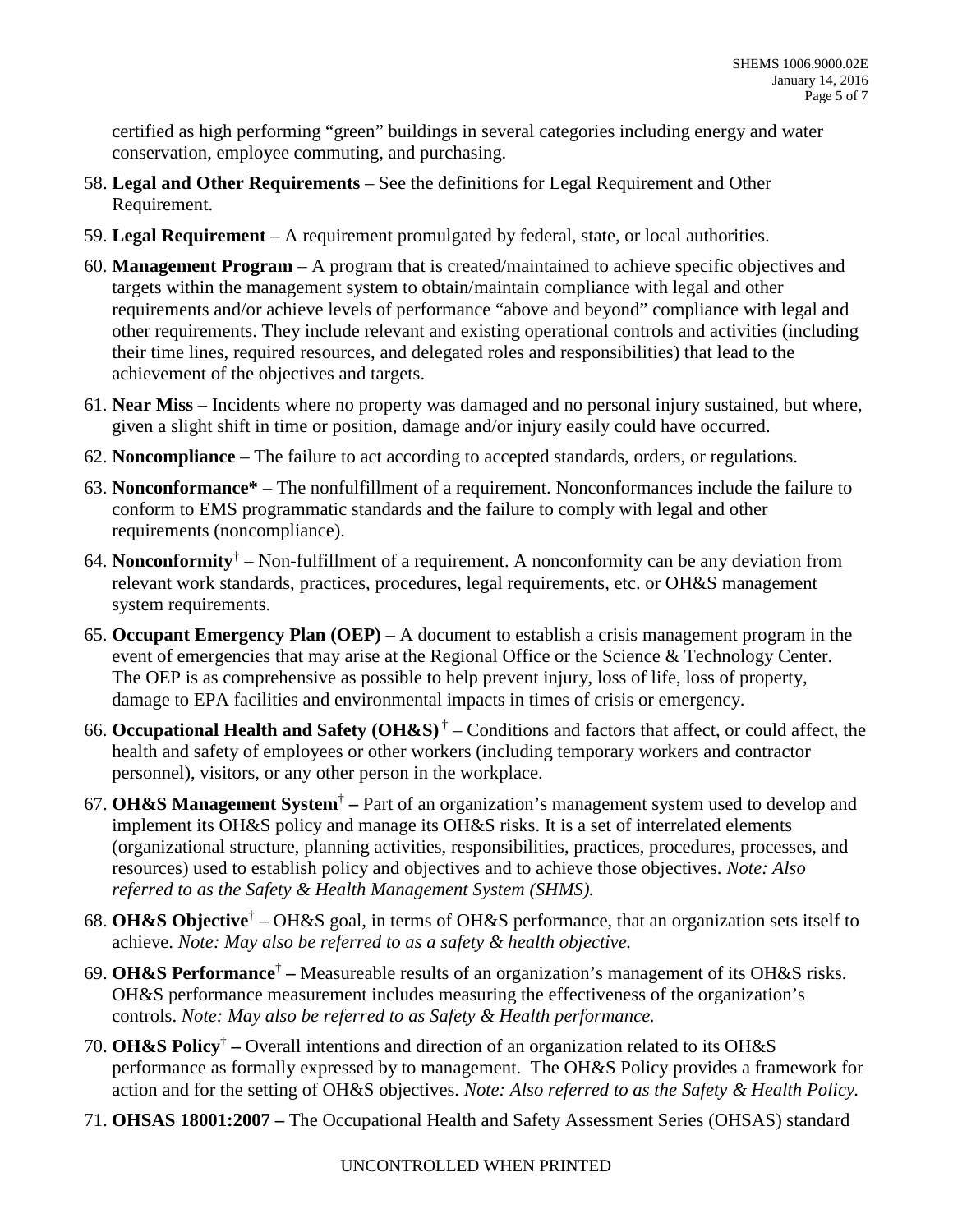certified as high performing "green" buildings in several categories including energy and water conservation, employee commuting, and purchasing.

58. **Legal and Other Requirements** – See the definitions for Legal Requirement and Other Requirement.

59. **Legal Requirement** – A requirement promulgated by federal, state, or local authorities.

60. **Management Program** – A program that is created/maintained to achieve specific objectives and targets within the management system to obtain/maintain compliance with legal and other requirements and/or achieve levels of performance "above and beyond" compliance with legal and other requirements. They include relevant and existing operational controls and activities (including their time lines, required resources, and delegated roles and responsibilities) that lead to the achievement of the objectives and targets.

61. **Near Miss** – Incidents where no property was damaged and no personal injury sustained, but where, given a slight shift in time or position, damage and/or injury easily could have occurred.

62. **Noncompliance** – The failure to act according to accepted standards, orders, or regulations.

63. **Nonconformance*** – The nonfulfillment of a requirement. Nonconformances include the failure to conform to EMS programmatic standards and the failure to comply with legal and other requirements (noncompliance).

64. **Nonconformity**† – Non-fulfillment of a requirement. A nonconformity can be any deviation from relevant work standards, practices, procedures, legal requirements, etc. or OH&S management system requirements.

65. **Occupant Emergency Plan (OEP)** – A document to establish a crisis management program in the event of emergencies that may arise at the Regional Office or the Science & Technology Center. The OEP is as comprehensive as possible to help prevent injury, loss of life, loss of property, damage to EPA facilities and environmental impacts in times of crisis or emergency.

66. **Occupational Health and Safety (OH&S)** † – Conditions and factors that affect, or could affect, the health and safety of employees or other workers (including temporary workers and contractor personnel), visitors, or any other person in the workplace.

67. **OH&S Management System**† **–** Part of an organization's management system used to develop and implement its OH&S policy and manage its OH&S risks. It is a set of interrelated elements (organizational structure, planning activities, responsibilities, practices, procedures, processes, and resources) used to establish policy and objectives and to achieve those objectives. *Note: Also referred to as the Safety & Health Management System (SHMS).*

68. **OH&S Objective**† – OH&S goal, in terms of OH&S performance, that an organization sets itself to achieve. *Note: May also be referred to as a safety & health objective.*

69. **OH&S Performance**† **–** Measureable results of an organization's management of its OH&S risks. OH&S performance measurement includes measuring the effectiveness of the organization's controls. *Note: May also be referred to as Safety & Health performance.*

70. **OH&S Policy**† **–** Overall intentions and direction of an organization related to its OH&S performance as formally expressed by to management. The OH&S Policy provides a framework for action and for the setting of OH&S objectives. *Note: Also referred to as the Safety & Health Policy.*

71. **OHSAS 18001:2007 –** The Occupational Health and Safety Assessment Series (OHSAS) standard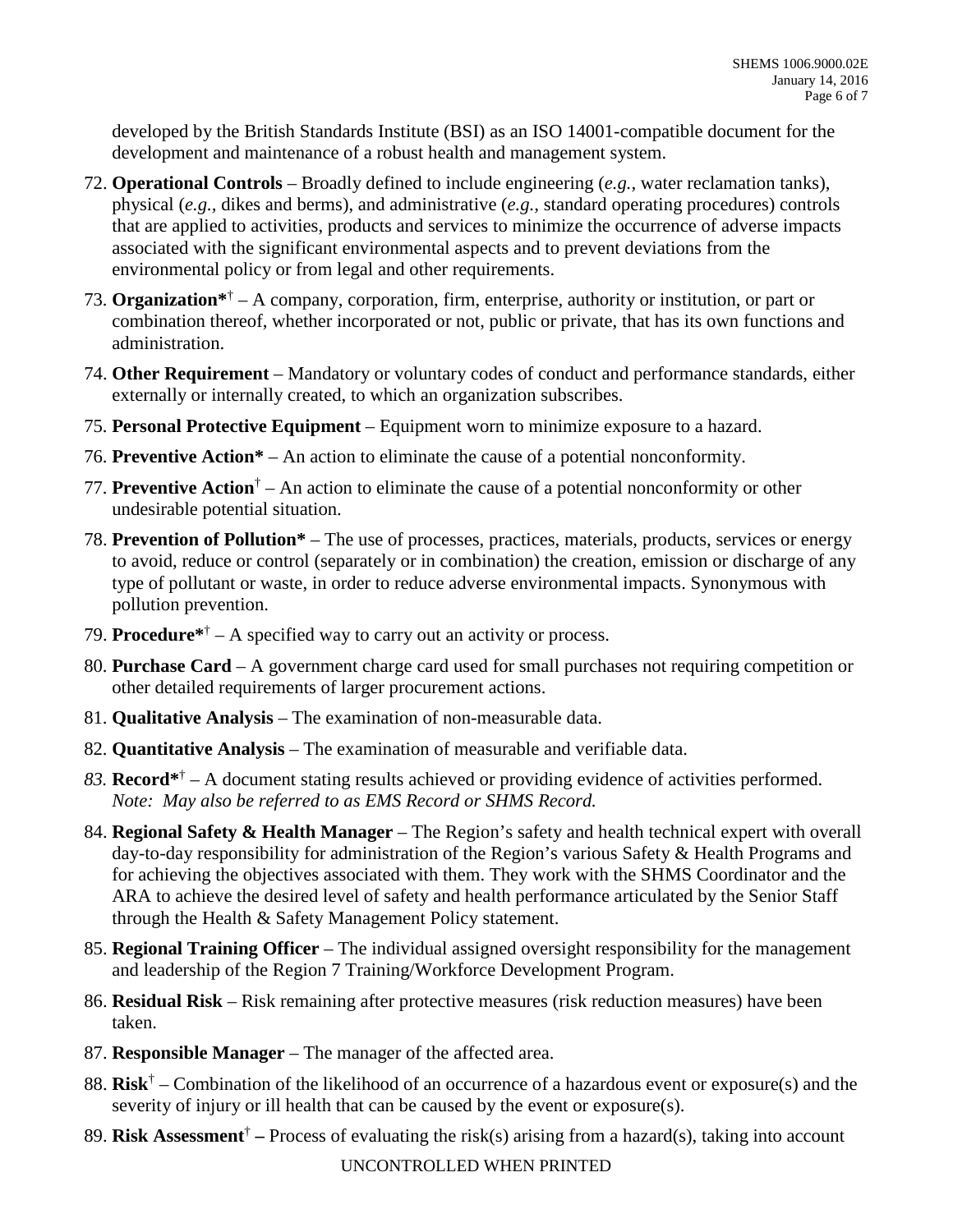developed by the British Standards Institute (BSI) as an ISO 14001-compatible document for the development and maintenance of a robust health and management system.

72. **Operational Controls** – Broadly defined to include engineering (*e.g.*, water reclamation tanks), physical (*e.g.*, dikes and berms), and administrative (*e.g.*, standard operating procedures) controls that are applied to activities, products and services to minimize the occurrence of adverse impacts associated with the significant environmental aspects and to prevent deviations from the environmental policy or from legal and other requirements.
73. **Organization*†** – A company, corporation, firm, enterprise, authority or institution, or part or combination thereof, whether incorporated or not, public or private, that has its own functions and administration.
74. **Other Requirement** – Mandatory or voluntary codes of conduct and performance standards, either externally or internally created, to which an organization subscribes.
75. **Personal Protective Equipment** – Equipment worn to minimize exposure to a hazard.
76. **Preventive Action*** – An action to eliminate the cause of a potential nonconformity.
77. **Preventive Action†** – An action to eliminate the cause of a potential nonconformity or other undesirable potential situation.
78. **Prevention of Pollution*** – The use of processes, practices, materials, products, services or energy to avoid, reduce or control (separately or in combination) the creation, emission or discharge of any type of pollutant or waste, in order to reduce adverse environmental impacts. Synonymous with pollution prevention.
79. **Procedure*†** – A specified way to carry out an activity or process.
80. **Purchase Card** – A government charge card used for small purchases not requiring competition or other detailed requirements of larger procurement actions.
81. **Qualitative Analysis** – The examination of non-measurable data.
82. **Quantitative Analysis** – The examination of measurable and verifiable data.
83. **Record*†** – A document stating results achieved or providing evidence of activities performed. *Note: May also be referred to as EMS Record or SHMS Record.*
84. **Regional Safety & Health Manager** – The Region's safety and health technical expert with overall day-to-day responsibility for administration of the Region's various Safety & Health Programs and for achieving the objectives associated with them. They work with the SHMS Coordinator and the ARA to achieve the desired level of safety and health performance articulated by the Senior Staff through the Health & Safety Management Policy statement.
85. **Regional Training Officer** – The individual assigned oversight responsibility for the management and leadership of the Region 7 Training/Workforce Development Program.
86. **Residual Risk** – Risk remaining after protective measures (risk reduction measures) have been taken.
87. **Responsible Manager** – The manager of the affected area.
88. **Risk†** – Combination of the likelihood of an occurrence of a hazardous event or exposure(s) and the severity of injury or ill health that can be caused by the event or exposure(s).
89. **Risk Assessment† –** Process of evaluating the risk(s) arising from a hazard(s), taking into account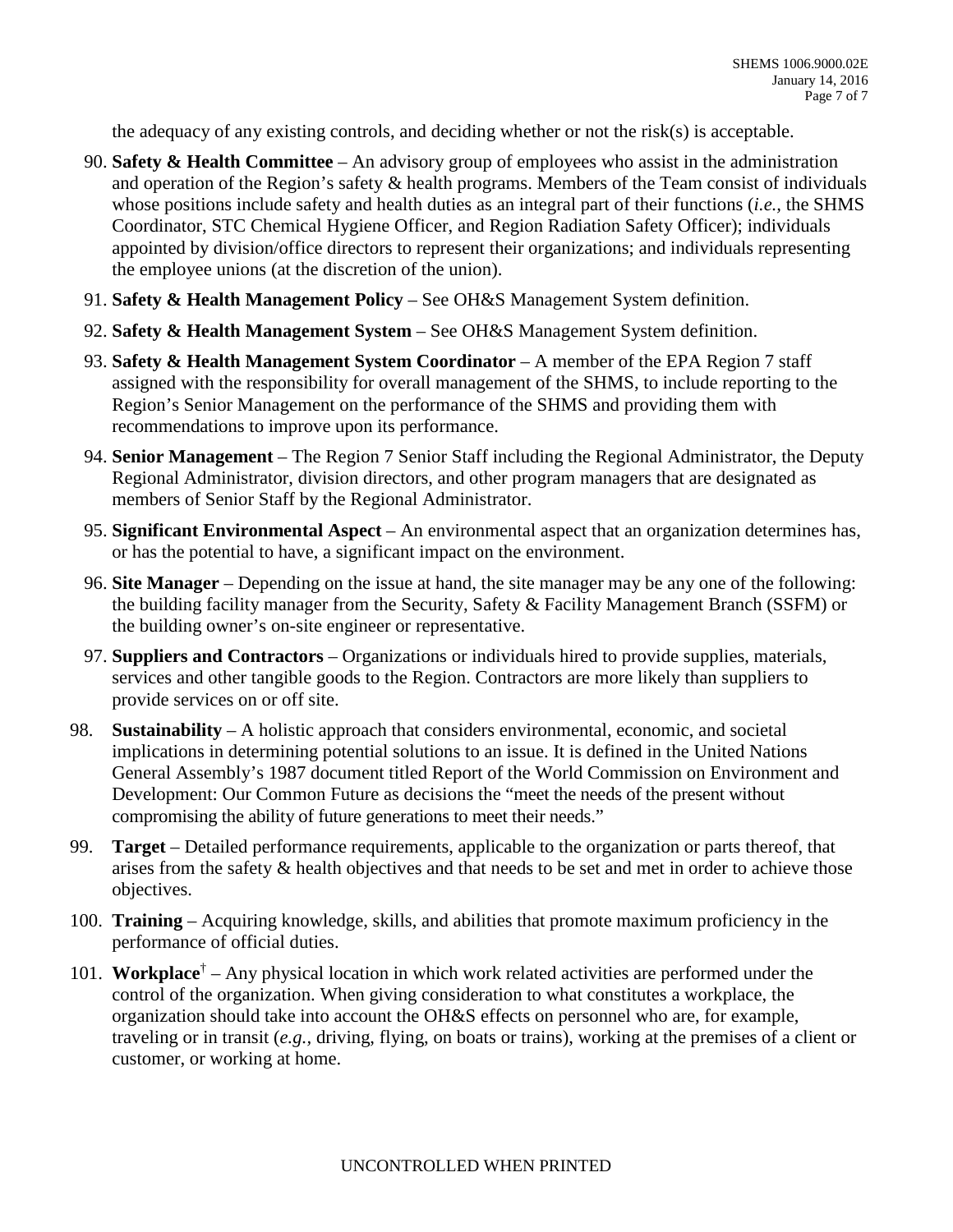the adequacy of any existing controls, and deciding whether or not the risk(s) is acceptable.

90. **Safety & Health Committee** – An advisory group of employees who assist in the administration and operation of the Region's safety & health programs. Members of the Team consist of individuals whose positions include safety and health duties as an integral part of their functions (*i.e.,* the SHMS Coordinator, STC Chemical Hygiene Officer, and Region Radiation Safety Officer); individuals appointed by division/office directors to represent their organizations; and individuals representing the employee unions (at the discretion of the union).
91. **Safety & Health Management Policy** – See OH&S Management System definition.
92. **Safety & Health Management System** – See OH&S Management System definition.
93. **Safety & Health Management System Coordinator** – A member of the EPA Region 7 staff assigned with the responsibility for overall management of the SHMS, to include reporting to the Region's Senior Management on the performance of the SHMS and providing them with recommendations to improve upon its performance.
94. **Senior Management** – The Region 7 Senior Staff including the Regional Administrator, the Deputy Regional Administrator, division directors, and other program managers that are designated as members of Senior Staff by the Regional Administrator.
95. **Significant Environmental Aspect** – An environmental aspect that an organization determines has, or has the potential to have, a significant impact on the environment.
96. **Site Manager** – Depending on the issue at hand, the site manager may be any one of the following: the building facility manager from the Security, Safety & Facility Management Branch (SSFM) or the building owner's on-site engineer or representative.
97. **Suppliers and Contractors** – Organizations or individuals hired to provide supplies, materials, services and other tangible goods to the Region. Contractors are more likely than suppliers to provide services on or off site.
98. **Sustainability** – A holistic approach that considers environmental, economic, and societal implications in determining potential solutions to an issue. It is defined in the United Nations General Assembly's 1987 document titled Report of the World Commission on Environment and Development: Our Common Future as decisions the "meet the needs of the present without compromising the ability of future generations to meet their needs."
99. **Target** – Detailed performance requirements, applicable to the organization or parts thereof, that arises from the safety & health objectives and that needs to be set and met in order to achieve those objectives.
100. **Training** – Acquiring knowledge, skills, and abilities that promote maximum proficiency in the performance of official duties.
101. **Workplace**[†] – Any physical location in which work related activities are performed under the control of the organization. When giving consideration to what constitutes a workplace, the organization should take into account the OH&S effects on personnel who are, for example, traveling or in transit (*e.g.,* driving, flying, on boats or trains), working at the premises of a client or customer, or working at home.